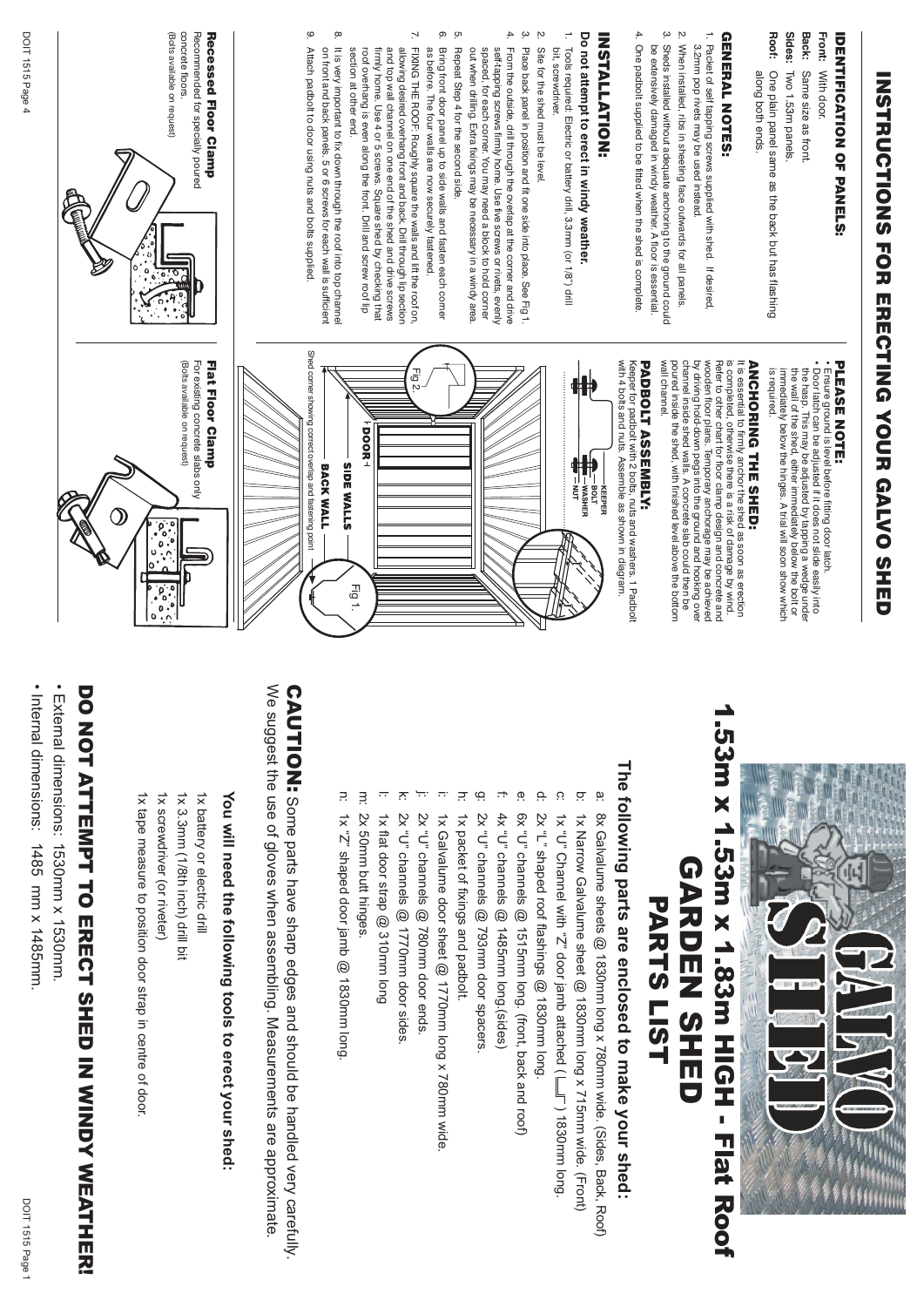# GALVO SHED

# 1.53m x 1.53m x 1.83m HIGH - Flat Roof GARDEN SHED

## PARTS LIST

**The following parts are enclosed to make your shed:**

- a: 8x Galvalume sheets @ 1830mm long x 780mm wide. (Sides, Back, Roof)
- b: 1x Narrow Galvalume sheet @ 1830mm long x 715mm wide. (Front)
- c: 1x "U" Channel with "Z" door jamb attached ( ) 1830mm long.
- d: 2x "L" shaped roof flashings @ 1830mm long.
- e: 6x "U" channels @ 1515mm long. (front, back and roof)
- f: 4x "U" channels @ 1485mm long.(sides)
- g: 2x "U" channels @ 793mm door spacers.
- h: 1x packet of fixings and padbolt.
- i: 1x Galvalume door sheet @ 1770mm long x 780mm wide.
- j: 2x "U" channels @ 780mm door ends.
- k: 2x "U" channels @ 1770mm door sides.
- l: 1x flat door strap @ 310mm long
- m: 2x 50mm butt hinges.
- n: 1x "Z" shaped door jamb @ 1830mm long.

**You will need the following tools to erect your shed:**

- 1x battery or electric drill
- 1x 3.3mm (1/8th inch) drill bit
- 1x screwdriver (or riveter)
- 1x tape measure to position door strap in centre of door.

**CAUTION:** Some parts have sharp edges and should be handled very carefully. We suggest the use of gloves when assembling. Measurements are approximate.

## DO NOT ATTEMPT TO ERECT SHED IN WINDY WEATHER!

- External dimensions: 1530mm x 1530mm.
- Internal dimensions: 1485 mm x 1485mm.

# INSTRUCTIONS FOR ERECTING YOUR GALVO SHED

## IDENTIFICATION OF PANELS:

**Front:** With door.
**Back:** Same size as front.
**Sides:** Two 1.53m panels.
**Roof:** One plain panel same as the back but has flashing along both ends.

## GENERAL NOTES:

1. Packet of self tapping screws supplied with shed. If desired, 3.2mm pop rivets may be used instead.
2. When installed, ribs in sheeting face outwards for all panels.
3. Sheds installed without adequate anchoring to the ground could be extensively damaged in windy weather. A floor is essential.
4. One padbolt supplied to be fitted when the shed is complete.

## INSTALLATION:

**Do not attempt to erect in windy weather.**

1. Tools required: Electric or battery drill, 3.3mm (or 1/8") drill bit, screwdriver.
2. Site for the shed must be level.
3. Place back panel in position and fit one side into place. See Fig 1.
4. From the outside, drill through the overlap at the corner and drive self-tapping screws firmly home. Use five screws or rivets, evenly spaced, for each corner. You may need a block to hold corner out when drilling. Extra fixings may be necessary in a windy area.
5. Repeat Step 4 for the second side.
6. Bring front door panel up to side walls and fasten each corner as before. The four walls are now securely fastened.
7. FIXING THE ROOF: Roughly square the walls and lift the roof on, allowing desired overhang front and back. Drill through lip section and top wall channel on one end of the shed and drive screws firmly home. Use 4 or 5 screws. Square shed by checking that roof overhang is even along the front. Drill and screw roof lip section at other end.
8. It is very important to fix down through the roof into top channel on front and back panels. 5 or 6 screws for each wall is sufficient
9. Attach padbolt to door using nuts and bolts supplied.

## PLEASE NOTE:

- Ensure ground is level before fitting door latch.
- Door latch can be adjusted if it does not slide easily into the keep. This may be adjusted by tapping a wedge under the wall of the shed, either immediately below the bolt or immediately below the hinges. A trial will soon show which is required.

## ANCHORING THE SHED:

It is essential to firmly anchor the shed as soon as erection is completed, otherwise there is a risk of damage by wind. Refer to our chart for floor clamp design and concrete and wooden floor plans. Temporary anchorage may be achieved by driving hold-down pegs into the ground and hooking over channel inside shed walls. A concrete slab could then be poured inside the shed, with finished level above the bottom wall channel.

## PADBOLT ASSEMBLY:

Keeper for padbolt with 2 bolts, nuts and washers. 1 Padbolt with 4 bolts and nuts. Assemble as shown in diagram.

KEEPER
BOLT
WASHER
NUT

Fig 1.
Fig 2
DOOR
SIDE WALLS
BACK WALL
Shed corner showing correct overlap and fastening point

**Recessed Floor Clamp**
Recommended for specially poured concrete floors.
(Bolts available on request)

**Flat Floor Clamp**
For existing concrete slabs only
(Bolts available on request)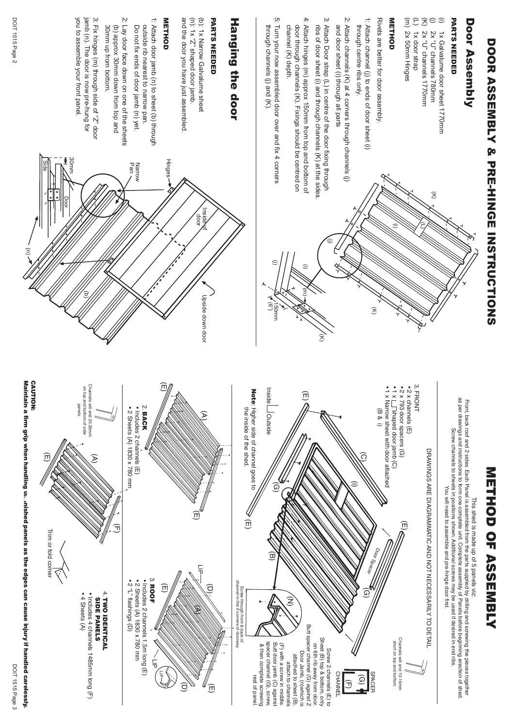# DOOR ASSEMBLY & PRE-HINGE INSTRUCTIONS

## Door Assembly

### PARTS NEEDED

- (i) 1x Galvalume door sheet 1770mm
- (j) 2x "U" channels 780mm
- (K) 2x "U" channels 1770mm
- (L) 1x door strap
- (m) 2x 50mm Hinges

### METHOD

Rivets are better for door assembly.

1: Attach channel (j) to ends of door sheet (i) through centre ribs only.

2: Attach channels (K) at 4 corners through channels (j) and door sheet (i) through all parts

3: Attach Door strap (L) in centre of the door fixing through ribs of door sheet (i) and through channels (K) at the sides.

4: Attach hinges (m) approx 150mm from top and bottom of door through channels (K). Fixings should be centred on channel (K) depth.

5: Turn your now assembled door over and fix 4 corners through channels (j) and (K).

(K) (L) (i) (j) (i) (m) (K) (j) (6") 150mm (K)

## Hanging the door

### PARTS NEEDED

(b): 1x Narrow Galvalume sheet
(n): 1x "Z" shaped door jamb.
and the door you have just assembled.

### METHOD

1: Attach door jamb (n) to sheet (b) through outside rib nearest to narrow pan.
Do not fix ends of door jamb (n) yet.

2: Lay door face down on one of the sheets (b) approx 30mm down from top and 30mm up from bottom.

3: Fix hinges (m) through side of "Z" door jamb (n). The door is now pre-hung for you to assemble your front panel.

Hinges Narrow Pan Inside of door Upside down door 30mm Side Door (n) (b)

# METHOD OF ASSEMBLY

This shed is made up of 5 panels viz.
Front, back roof and 2 sides. Each Panel is assembled from the parts supplied by drilling and screwing the pieces together as per drawings and instructions to form one complete unit. Complete assembly of Panels before beginning erection of shed. Screw channels to sheets in positions shown. Additional screws may be used if desired in end ribs.
You will need to assemble and pre-hinge door first.

DRAWINGS ARE DIAGRAMMATIC AND NOT NECESSARILY TO DETAIL

3. FRONT
- 2 x channels (E)
- 2 x 793 door spacers (G)
- 1 x ⊔ shaped door jamb (C)
- 1 x Narrow sheet with door attached (B & i)

Channels will end 10-15mm short on top and bottom.

(E) (C) (i) (E) Door Spacer (G) (G) (B) (E) (N)

SPACER (G) (F) CHANNEL

Screw 2 channels (E) to Sheet (B) top & bottom, only on 6th rib away from door. Butt spacer channel (G) against Z Door Jamb, (n)which is attached to sheet (B), attach to channels (F) with a screw in middle. Butt door jamb (C) against spacer channel (G), screw, & then complete screwing rest of panel.

Inside Outside

**Note**: Higher side of channel goes to the inside of the shed.

Screw through front & back of channel in the 4 corners of doorway

2. **BACK**
- Includes 2 channels (E)
- 2 Sheets (A) 1830 x 780 mm

(E) (A) (E)

Channels will end 20-25mm on top and bottom of side panels.

(A) (E) (F) Trim or fold corner

3. **ROOF**
- Includes 2 channels 1.5m long (E)
- 2 Sheets (A) 1830 x 780 mm
- 2 "L" flashings (D)

LIP (D) (A) (E) (D) (E) LIP LIP

4. **TWO IDENTICAL SIDE PANELS**
- Includes 4 channels 1485mm long (F)
- 4 Sheets (A)

**CAUTION:**
**Maintain a firm grip when handling unfinished panels as the edges can cause injury if handled carelessly.**